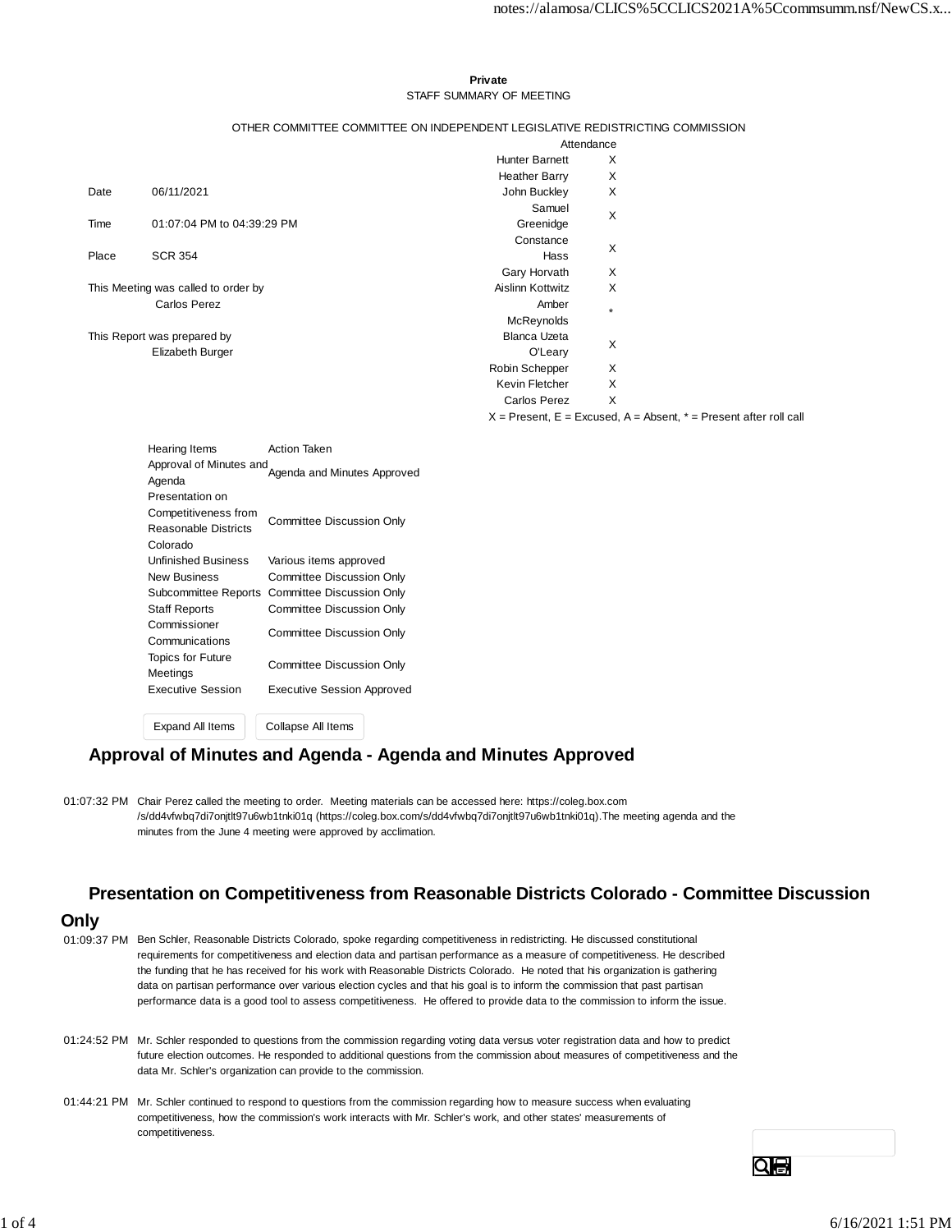**Private**

STAFF SUMMARY OF MEETING

OTHER COMMITTEE COMMITTEE ON INDEPENDENT LEGISLATIVE REDISTRICTING COMMISSION

| | |
|---|---|
| Date | 06/11/2021 |
| Time | 01:07:04 PM to 04:39:29 PM |
| Place | SCR 354 |

This Meeting was called to order by
Carlos Perez

This Report was prepared by
Elizabeth Burger

| Attendance | |
|---|---|
| Hunter Barnett | X |
| Heather Barry | X |
| John Buckley | X |
| Samuel Greenidge | X |
| Constance Hass | X |
| Gary Horvath | X |
| Aislinn Kottwitz | X |
| Amber McReynolds | * |
| Blanca Uzeta O'Leary | X |
| Robin Schepper | X |
| Kevin Fletcher | X |
| Carlos Perez | X |

X = Present, E = Excused, A = Absent, * = Present after roll call

| Hearing Items | Action Taken |
|---|---|
| Approval of Minutes and Agenda | Agenda and Minutes Approved |
| Presentation on Competitiveness from Reasonable Districts Colorado | Committee Discussion Only |
| Unfinished Business | Various items approved |
| New Business | Committee Discussion Only |
| Subcommittee Reports | Committee Discussion Only |
| Staff Reports | Committee Discussion Only |
| Commissioner Communications | Committee Discussion Only |
| Topics for Future Meetings | Committee Discussion Only |
| Executive Session | Executive Session Approved |

## Approval of Minutes and Agenda - Agenda and Minutes Approved

01:07:32 PM Chair Perez called the meeting to order. Meeting materials can be accessed here: https://coleg.box.com/s/dd4vfwbq7di7onjtlt97u6wb1tnki01q (https://coleg.box.com/s/dd4vfwbq7di7onjtlt97u6wb1tnki01q).The meeting agenda and the minutes from the June 4 meeting were approved by acclimation.

## Presentation on Competitiveness from Reasonable Districts Colorado - Committee Discussion Only

01:09:37 PM Ben Schler, Reasonable Districts Colorado, spoke regarding competitiveness in redistricting. He discussed constitutional requirements for competitiveness and election data and partisan performance as a measure of competitiveness. He described the funding that he has received for his work with Reasonable Districts Colorado. He noted that his organization is gathering data on partisan performance over various election cycles and that his goal is to inform the commission that past partisan performance data is a good tool to assess competitiveness. He offered to provide data to the commission to inform the issue.

01:24:52 PM Mr. Schler responded to questions from the commission regarding voting data versus voter registration data and how to predict future election outcomes. He responded to additional questions from the commission about measures of competitiveness and the data Mr. Schler's organization can provide to the commission.

01:44:21 PM Mr. Schler continued to respond to questions from the commission regarding how to measure success when evaluating competitiveness, how the commission's work interacts with Mr. Schler's work, and other states' measurements of competitiveness.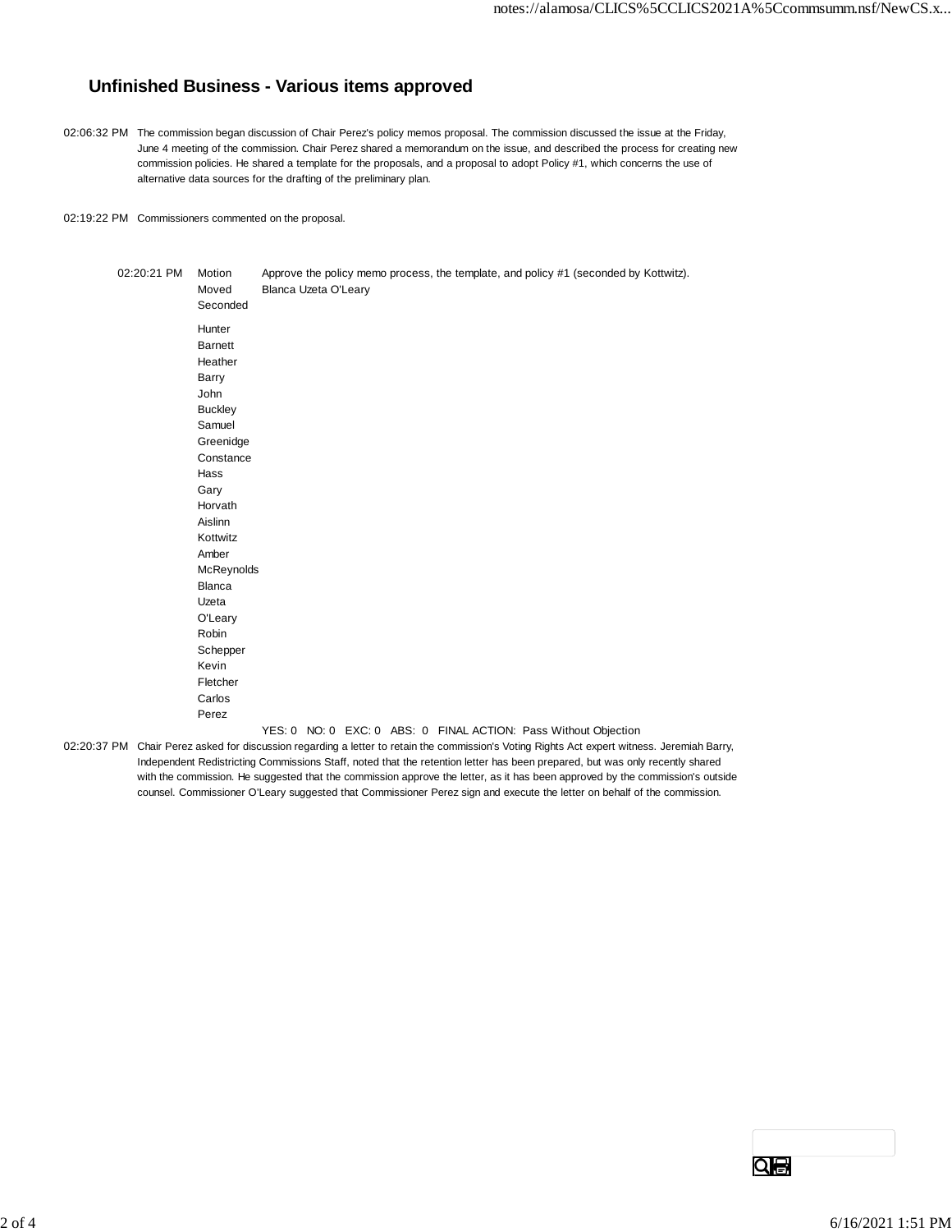# Unfinished Business - Various items approved

02:06:32 PM The commission began discussion of Chair Perez's policy memos proposal. The commission discussed the issue at the Friday, June 4 meeting of the commission. Chair Perez shared a memorandum on the issue, and described the process for creating new commission policies. He shared a template for the proposals, and a proposal to adopt Policy #1, which concerns the use of alternative data sources for the drafting of the preliminary plan.

02:19:22 PM Commissioners commented on the proposal.

02:20:21 PM

| | |
|---|---|
| Motion | Approve the policy memo process, the template, and policy #1 (seconded by Kottwitz). |
| Moved | Blanca Uzeta O'Leary |
| Seconded | |
| Hunter Barnett | |
| Heather Barry | |
| John Buckley | |
| Samuel Greenidge | |
| Constance Hass | |
| Gary Horvath | |
| Aislinn Kottwitz | |
| Amber McReynolds | |
| Blanca Uzeta O'Leary | |
| Robin Schepper | |
| Kevin Fletcher | |
| Carlos Perez | |
| | YES: 0 NO: 0 EXC: 0 ABS: 0 FINAL ACTION: Pass Without Objection |

02:20:37 PM Chair Perez asked for discussion regarding a letter to retain the commission's Voting Rights Act expert witness. Jeremiah Barry, Independent Redistricting Commissions Staff, noted that the retention letter has been prepared, but was only recently shared with the commission. He suggested that the commission approve the letter, as it has been approved by the commission's outside counsel. Commissioner O'Leary suggested that Commissioner Perez sign and execute the letter on behalf of the commission.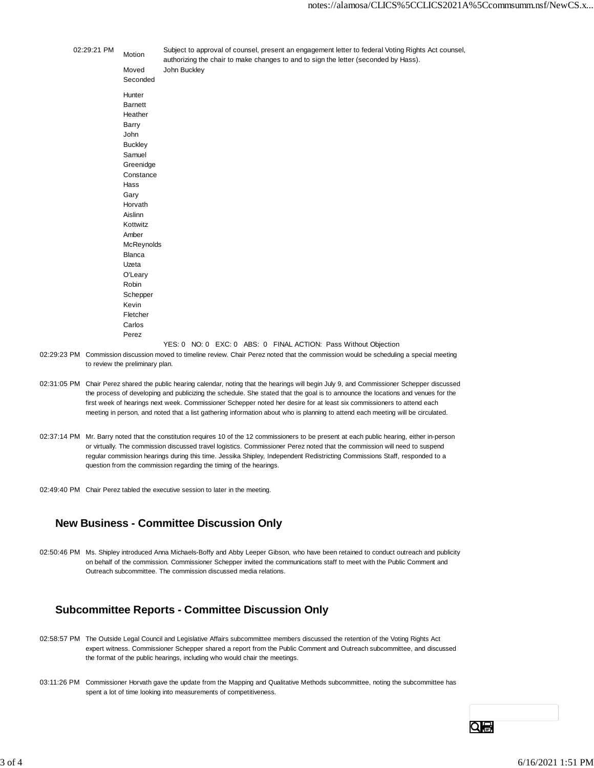| | | |
|---|---|---|
| 02:29:21 PM | Motion | Subject to approval of counsel, present an engagement letter to federal Voting Rights Act counsel, authorizing the chair to make changes to and to sign the letter (seconded by Hass). |
| | Moved | John Buckley |
| | Seconded | |
| | Hunter Barnett | |
| | Heather Barry | |
| | John Buckley | |
| | Samuel Greenidge | |
| | Constance Hass | |
| | Gary Horvath | |
| | Aislinn Kottwitz | |
| | Amber McReynolds | |
| | Blanca Uzeta O'Leary | |
| | Robin Schepper | |
| | Kevin Fletcher | |
| | Carlos Perez | |
| | | YES: 0 NO: 0 EXC: 0 ABS: 0 FINAL ACTION: Pass Without Objection |

02:29:23 PM Commission discussion moved to timeline review. Chair Perez noted that the commission would be scheduling a special meeting to review the preliminary plan.

02:31:05 PM Chair Perez shared the public hearing calendar, noting that the hearings will begin July 9, and Commissioner Schepper discussed the process of developing and publicizing the schedule. She stated that the goal is to announce the locations and venues for the first week of hearings next week. Commissioner Schepper noted her desire for at least six commissioners to attend each meeting in person, and noted that a list gathering information about who is planning to attend each meeting will be circulated.

02:37:14 PM Mr. Barry noted that the constitution requires 10 of the 12 commissioners to be present at each public hearing, either in-person or virtually. The commission discussed travel logistics. Commissioner Perez noted that the commission will need to suspend regular commission hearings during this time. Jessika Shipley, Independent Redistricting Commissions Staff, responded to a question from the commission regarding the timing of the hearings.

02:49:40 PM Chair Perez tabled the executive session to later in the meeting.

## New Business - Committee Discussion Only

02:50:46 PM Ms. Shipley introduced Anna Michaels-Boffy and Abby Leeper Gibson, who have been retained to conduct outreach and publicity on behalf of the commission. Commissioner Schepper invited the communications staff to meet with the Public Comment and Outreach subcommittee. The commission discussed media relations.

## Subcommittee Reports - Committee Discussion Only

02:58:57 PM The Outside Legal Council and Legislative Affairs subcommittee members discussed the retention of the Voting Rights Act expert witness. Commissioner Schepper shared a report from the Public Comment and Outreach subcommittee, and discussed the format of the public hearings, including who would chair the meetings.

03:11:26 PM Commissioner Horvath gave the update from the Mapping and Qualitative Methods subcommittee, noting the subcommittee has spent a lot of time looking into measurements of competitiveness.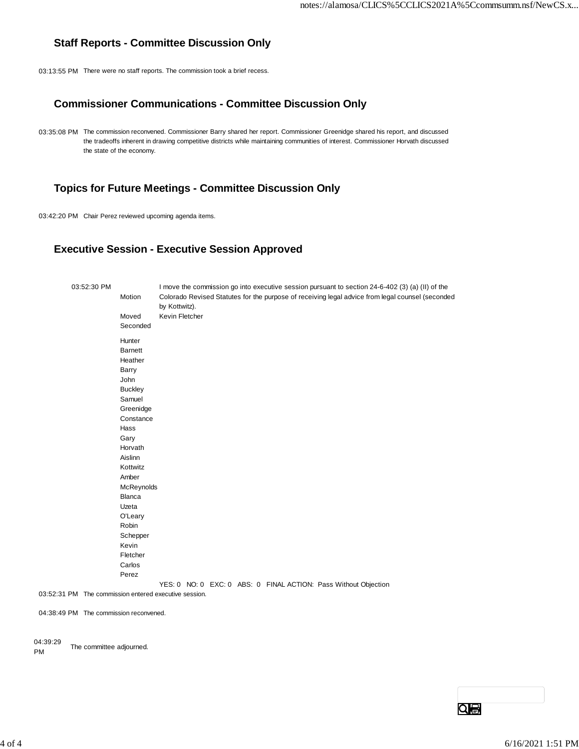## Staff Reports - Committee Discussion Only

03:13:55 PM There were no staff reports. The commission took a brief recess.

## Commissioner Communications - Committee Discussion Only

03:35:08 PM The commission reconvened. Commissioner Barry shared her report. Commissioner Greenidge shared his report, and discussed the tradeoffs inherent in drawing competitive districts while maintaining communities of interest. Commissioner Horvath discussed the state of the economy.

## Topics for Future Meetings - Committee Discussion Only

03:42:20 PM Chair Perez reviewed upcoming agenda items.

## Executive Session - Executive Session Approved

| | | |
|---|---|---|
| 03:52:30 PM | Motion | I move the commission go into executive session pursuant to section 24-6-402 (3) (a) (II) of the Colorado Revised Statutes for the purpose of receiving legal advice from legal counsel (seconded by Kottwitz). |
| | Moved | Kevin Fletcher |
| | Seconded | |
| | Hunter Barnett | |
| | Heather Barry | |
| | John Buckley | |
| | Samuel Greenidge | |
| | Constance Hass | |
| | Gary Horvath | |
| | Aislinn Kottwitz | |
| | Amber McReynolds | |
| | Blanca Uzeta O'Leary | |
| | Robin Schepper | |
| | Kevin Fletcher | |
| | Carlos Perez | |
| | | YES: 0 NO: 0 EXC: 0 ABS: 0 FINAL ACTION: Pass Without Objection |

03:52:31 PM The commission entered executive session.

04:38:49 PM The commission reconvened.

04:39:29 PM The committee adjourned.